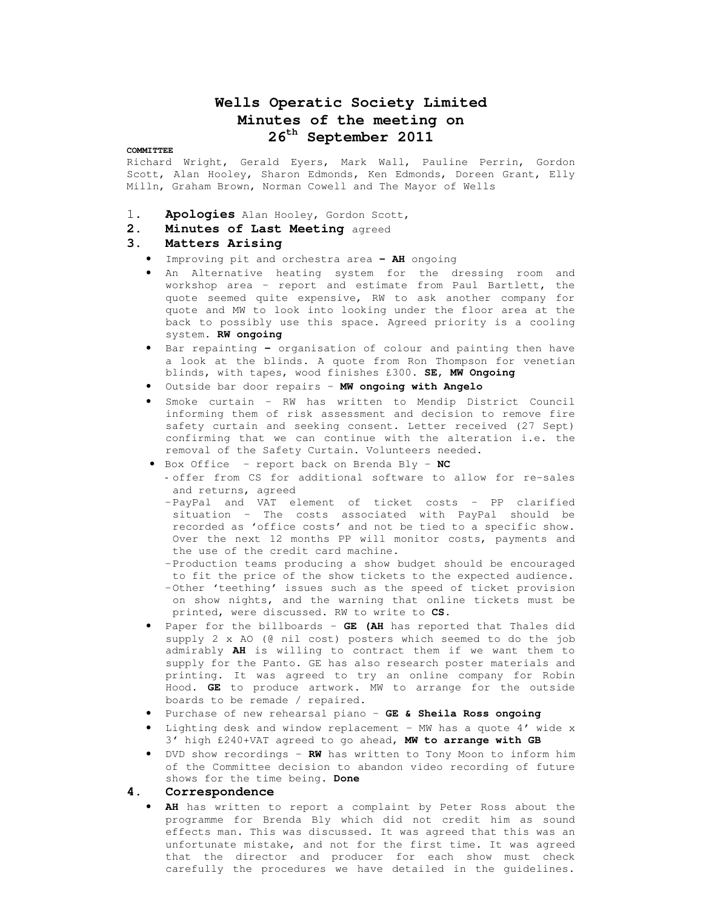# Wells Operatic Society Limited
## Minutes of the meeting on 26th September 2011

**COMMITTEE**

Richard Wright, Gerald Eyers, Mark Wall, Pauline Perrin, Gordon Scott, Alan Hooley, Sharon Edmonds, Ken Edmonds, Doreen Grant, Elly Milln, Graham Brown, Norman Cowell and The Mayor of Wells

1. **Apologies** Alan Hooley, Gordon Scott,
2. **Minutes of Last Meeting** agreed
3. **Matters Arising**
   - Improving pit and orchestra area **– AH** ongoing
   - An Alternative heating system for the dressing room and workshop area – report and estimate from Paul Bartlett, the quote seemed quite expensive, RW to ask another company for quote and MW to look into looking under the floor area at the back to possibly use this space. Agreed priority is a cooling system. **RW ongoing**
   - Bar repainting **–** organisation of colour and painting then have a look at the blinds. A quote from Ron Thompson for venetian blinds, with tapes, wood finishes £300. **SE, MW Ongoing**
   - Outside bar door repairs – **MW ongoing with Angelo**
   - Smoke curtain – RW has written to Mendip District Council informing them of risk assessment and decision to remove fire safety curtain and seeking consent. Letter received (27 Sept) confirming that we can continue with the alteration i.e. the removal of the Safety Curtain. Volunteers needed.
   - Box Office – report back on Brenda Bly – **NC**
     - offer from CS for additional software to allow for re-sales and returns, agreed
     - PayPal and VAT element of ticket costs – PP clarified situation – The costs associated with PayPal should be recorded as 'office costs' and not be tied to a specific show. Over the next 12 months PP will monitor costs, payments and the use of the credit card machine.
     - Production teams producing a show budget should be encouraged to fit the price of the show tickets to the expected audience.
     - Other 'teething' issues such as the speed of ticket provision on show nights, and the warning that online tickets must be printed, were discussed. RW to write to **CS**.
   - Paper for the billboards – **GE (AH** has reported that Thales did supply 2 x AO (@ nil cost) posters which seemed to do the job admirably **AH** is willing to contract them if we want them to supply for the Panto. GE has also research poster materials and printing. It was agreed to try an online company for Robin Hood. **GE** to produce artwork. MW to arrange for the outside boards to be remade / repaired.
   - Purchase of new rehearsal piano – **GE & Sheila Ross ongoing**
   - Lighting desk and window replacement – MW has a quote 4' wide x 3' high £240+VAT agreed to go ahead, **MW to arrange with GB**
   - DVD show recordings – **RW** has written to Tony Moon to inform him of the Committee decision to abandon video recording of future shows for the time being. **Done**
4. **Correspondence**
   - **AH** has written to report a complaint by Peter Ross about the programme for Brenda Bly which did not credit him as sound effects man. This was discussed. It was agreed that this was an unfortunate mistake, and not for the first time. It was agreed that the director and producer for each show must check carefully the procedures we have detailed in the guidelines.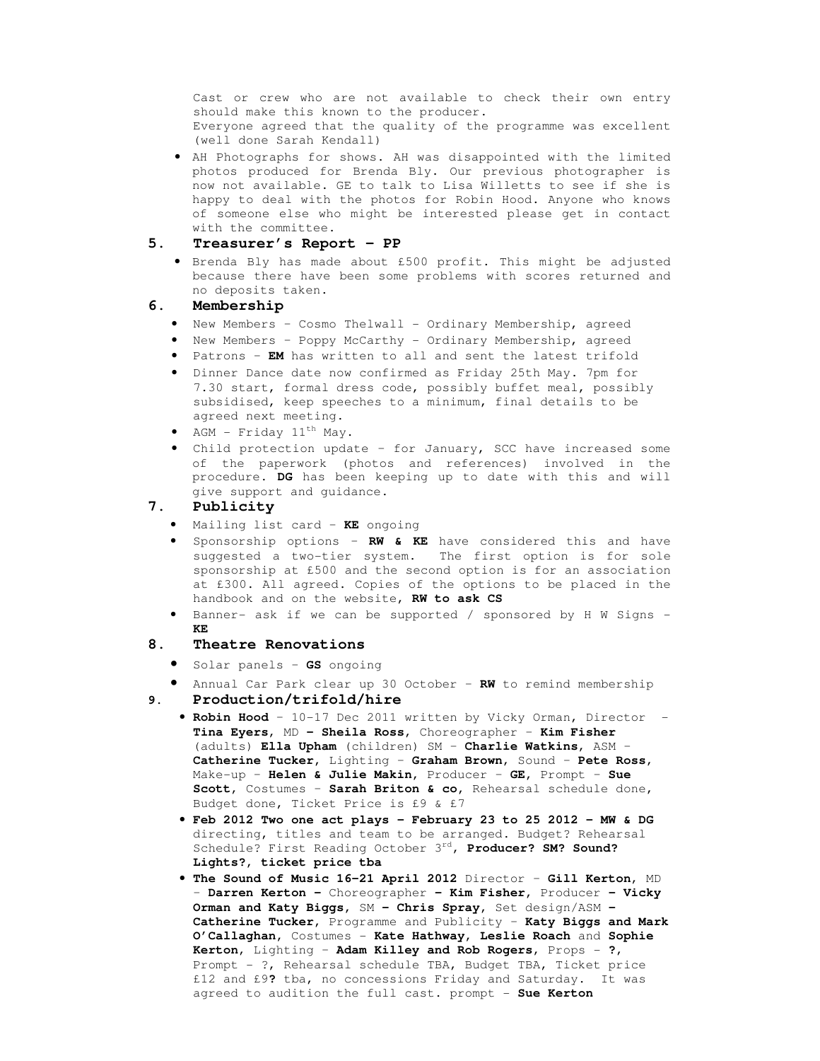Cast or crew who are not available to check their own entry should make this known to the producer.
Everyone agreed that the quality of the programme was excellent (well done Sarah Kendall)

- AH Photographs for shows. AH was disappointed with the limited photos produced for Brenda Bly. Our previous photographer is now not available. GE to talk to Lisa Willetts to see if she is happy to deal with the photos for Robin Hood. Anyone who knows of someone else who might be interested please get in contact with the committee.

## 5. Treasurer's Report – PP

- Brenda Bly has made about £500 profit. This might be adjusted because there have been some problems with scores returned and no deposits taken.

## 6. Membership

- New Members - Cosmo Thelwall - Ordinary Membership, agreed
- New Members - Poppy McCarthy - Ordinary Membership, agreed
- Patrons - **EM** has written to all and sent the latest trifold
- Dinner Dance date now confirmed as Friday 25th May. 7pm for 7.30 start, formal dress code, possibly buffet meal, possibly subsidised, keep speeches to a minimum, final details to be agreed next meeting.
- AGM - Friday 11th May.
- Child protection update - for January, SCC have increased some of the paperwork (photos and references) involved in the procedure. **DG** has been keeping up to date with this and will give support and guidance.

## 7. Publicity

- Mailing list card - **KE** ongoing
- Sponsorship options - **RW & KE** have considered this and have suggested a two-tier system. The first option is for sole sponsorship at £500 and the second option is for an association at £300. All agreed. Copies of the options to be placed in the handbook and on the website, **RW to ask CS**
- Banner- ask if we can be supported / sponsored by H W Signs - **KE**

## 8. Theatre Renovations

- Solar panels - **GS** ongoing
- Annual Car Park clear up 30 October - **RW** to remind membership

## 9. Production/trifold/hire

- **Robin Hood** - 10-17 Dec 2011 written by Vicky Orman, Director - **Tina Eyers**, MD **- Sheila Ross**, Choreographer - **Kim Fisher** (adults) **Ella Upham** (children) SM - **Charlie Watkins**, ASM - **Catherine Tucker**, Lighting - **Graham Brown**, Sound - **Pete Ross**, Make-up - **Helen & Julie Makin**, Producer - **GE**, Prompt - **Sue Scott**, Costumes - **Sarah Briton & co**, Rehearsal schedule done, Budget done, Ticket Price is £9 & £7
- **Feb 2012 Two one act plays – February 23 to 25 2012 – MW & DG** directing, titles and team to be arranged. Budget? Rehearsal Schedule? First Reading October 3rd, **Producer? SM? Sound? Lights?, ticket price tba**
- **The Sound of Music 16-21 April 2012** Director - **Gill Kerton**, MD - **Darren Kerton –** Choreographer **– Kim Fisher**, Producer **– Vicky Orman and Katy Biggs**, SM **– Chris Spray**, Set design/ASM **– Catherine Tucker**, Programme and Publicity - **Katy Biggs and Mark O'Callaghan**, Costumes - **Kate Hathway, Leslie Roach** and **Sophie Kerton**, Lighting - **Adam Killey and Rob Rogers**, Props - **?**, Prompt - ?, Rehearsal schedule TBA, Budget TBA, Ticket price £12 and £9**?** tba, no concessions Friday and Saturday. It was agreed to audition the full cast. prompt - **Sue Kerton**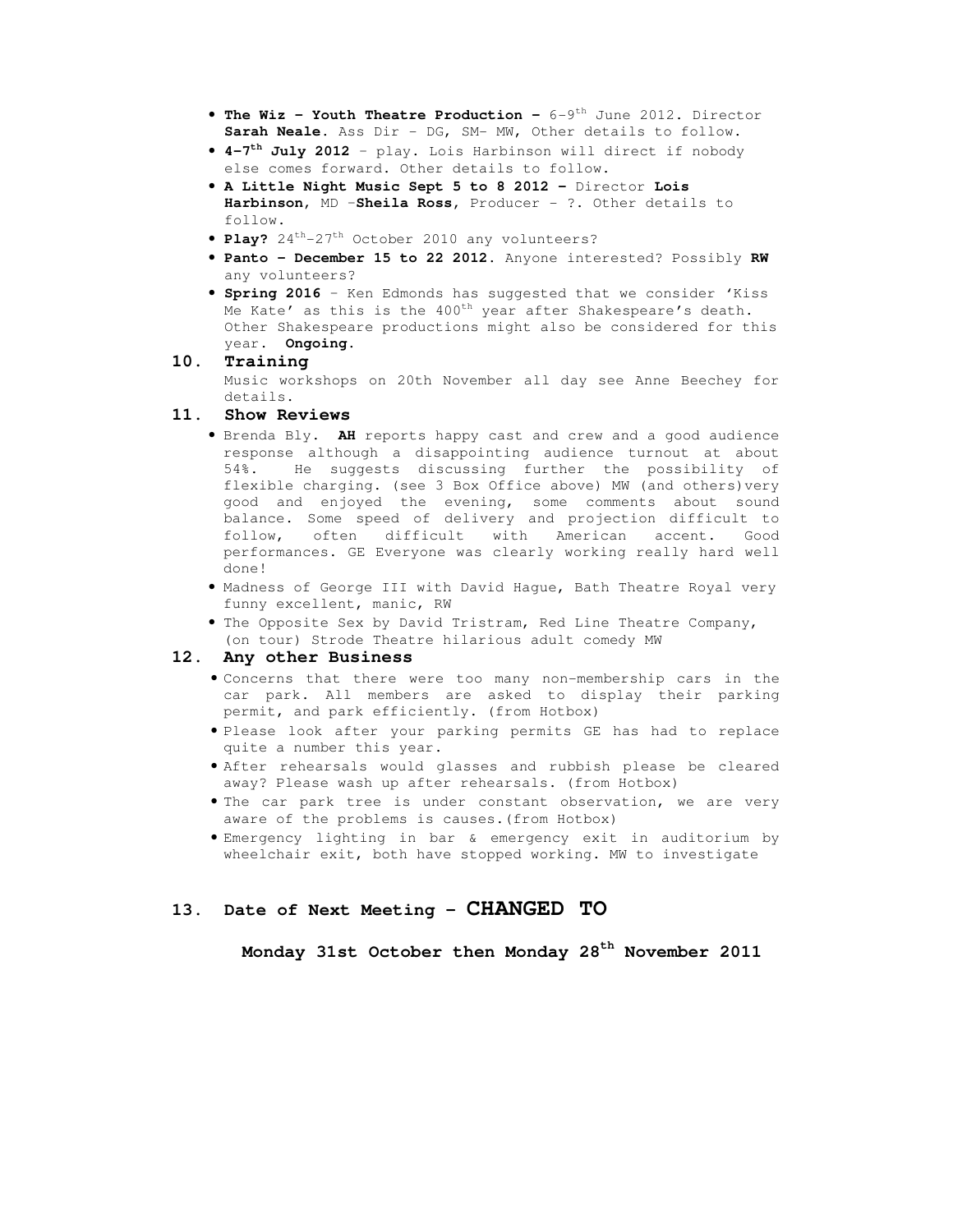- **The Wiz – Youth Theatre Production –** 6-9th June 2012. Director **Sarah Neale**. Ass Dir – DG, SM- MW, Other details to follow.
- **4-7th July 2012** – play. Lois Harbinson will direct if nobody else comes forward. Other details to follow.
- **A Little Night Music Sept 5 to 8 2012 –** Director **Lois Harbinson**, MD –**Sheila Ross**, Producer – ?. Other details to follow.
- **Play?** 24th-27th October 2010 any volunteers?
- **Panto – December 15 to 22 2012**. Anyone interested? Possibly **RW** any volunteers?
- **Spring 2016** – Ken Edmonds has suggested that we consider 'Kiss Me Kate' as this is the 400th year after Shakespeare's death. Other Shakespeare productions might also be considered for this year. **Ongoing**.

## 10. Training

Music workshops on 20th November all day see Anne Beechey for details.

## 11. Show Reviews

- Brenda Bly. **AH** reports happy cast and crew and a good audience response although a disappointing audience turnout at about 54%. He suggests discussing further the possibility of flexible charging. (see 3 Box Office above) MW (and others)very good and enjoyed the evening, some comments about sound balance. Some speed of delivery and projection difficult to follow, often difficult with American accent. Good performances. GE Everyone was clearly working really hard well done!
- Madness of George III with David Hague, Bath Theatre Royal very funny excellent, manic, RW
- The Opposite Sex by David Tristram, Red Line Theatre Company, (on tour) Strode Theatre hilarious adult comedy MW

## 12. Any other Business

- Concerns that there were too many non-membership cars in the car park. All members are asked to display their parking permit, and park efficiently. (from Hotbox)
- Please look after your parking permits GE has had to replace quite a number this year.
- After rehearsals would glasses and rubbish please be cleared away? Please wash up after rehearsals. (from Hotbox)
- The car park tree is under constant observation, we are very aware of the problems is causes.(from Hotbox)
- Emergency lighting in bar & emergency exit in auditorium by wheelchair exit, both have stopped working. MW to investigate

## 13. Date of Next Meeting – CHANGED TO

**Monday 31st October then Monday 28th November 2011**